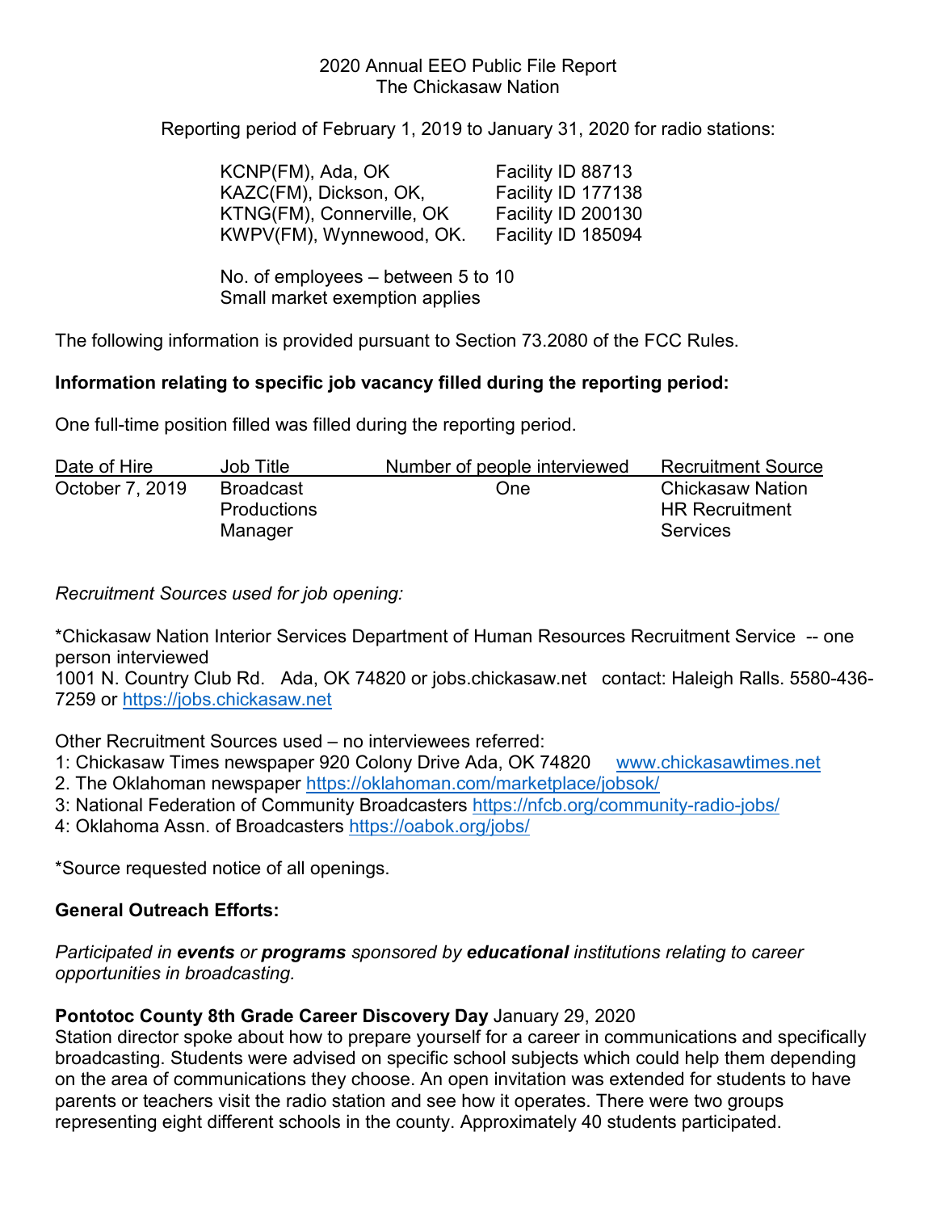2020 Annual EEO Public File Report
The Chickasaw Nation

Reporting period of February 1, 2019 to January 31, 2020 for radio stations:

KCNP(FM), Ada, OK — Facility ID 88713
KAZC(FM), Dickson, OK, — Facility ID 177138
KTNG(FM), Connerville, OK — Facility ID 200130
KWPV(FM), Wynnewood, OK. — Facility ID 185094

No. of employees – between 5 to 10
Small market exemption applies

The following information is provided pursuant to Section 73.2080 of the FCC Rules.

**Information relating to specific job vacancy filled during the reporting period:**

One full-time position filled was filled during the reporting period.

| Date of Hire | Job Title | Number of people interviewed | Recruitment Source |
|---|---|---|---|
| October 7, 2019 | Broadcast Productions Manager | One | Chickasaw Nation HR Recruitment Services |

*Recruitment Sources used for job opening:*

*Chickasaw Nation Interior Services Department of Human Resources Recruitment Service -- one person interviewed
1001 N. Country Club Rd. Ada, OK 74820 or jobs.chickasaw.net contact: Haleigh Ralls. 5580-436-7259 or https://jobs.chickasaw.net

Other Recruitment Sources used – no interviewees referred:
1: Chickasaw Times newspaper 920 Colony Drive Ada, OK 74820 www.chickasawtimes.net
2. The Oklahoman newspaper https://oklahoman.com/marketplace/jobsok/
3: National Federation of Community Broadcasters https://nfcb.org/community-radio-jobs/
4: Oklahoma Assn. of Broadcasters https://oabok.org/jobs/

*Source requested notice of all openings.

**General Outreach Efforts:**

*Participated in **events** or **programs** sponsored by **educational** institutions relating to career opportunities in broadcasting.*

**Pontotoc County 8th Grade Career Discovery Day** January 29, 2020
Station director spoke about how to prepare yourself for a career in communications and specifically broadcasting. Students were advised on specific school subjects which could help them depending on the area of communications they choose. An open invitation was extended for students to have parents or teachers visit the radio station and see how it operates. There were two groups representing eight different schools in the county. Approximately 40 students participated.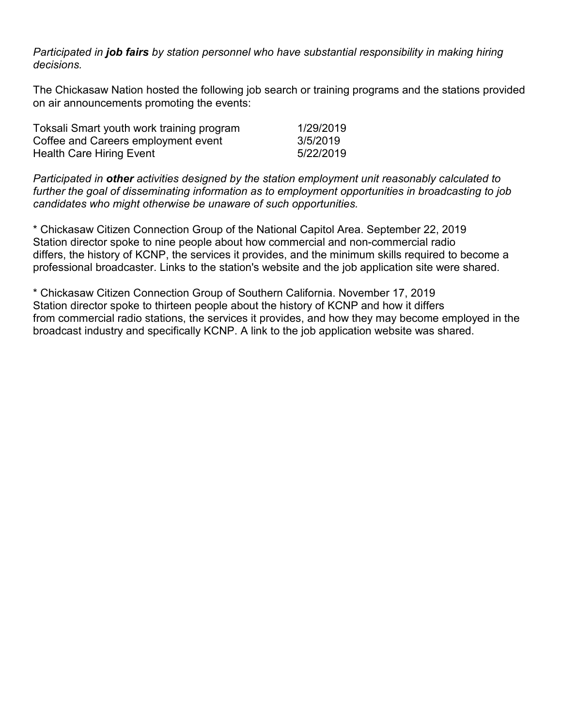*Participated in **job fairs** by station personnel who have substantial responsibility in making hiring decisions.*

The Chickasaw Nation hosted the following job search or training programs and the stations provided on air announcements promoting the events:

| | |
|---|---|
| Toksali Smart youth work training program | 1/29/2019 |
| Coffee and Careers employment event | 3/5/2019 |
| Health Care Hiring Event | 5/22/2019 |

*Participated in **other** activities designed by the station employment unit reasonably calculated to further the goal of disseminating information as to employment opportunities in broadcasting to job candidates who might otherwise be unaware of such opportunities.*

* Chickasaw Citizen Connection Group of the National Capitol Area. September 22, 2019
Station director spoke to nine people about how commercial and non-commercial radio differs, the history of KCNP, the services it provides, and the minimum skills required to become a professional broadcaster. Links to the station's website and the job application site were shared.

* Chickasaw Citizen Connection Group of Southern California. November 17, 2019
Station director spoke to thirteen people about the history of KCNP and how it differs from commercial radio stations, the services it provides, and how they may become employed in the broadcast industry and specifically KCNP. A link to the job application website was shared.